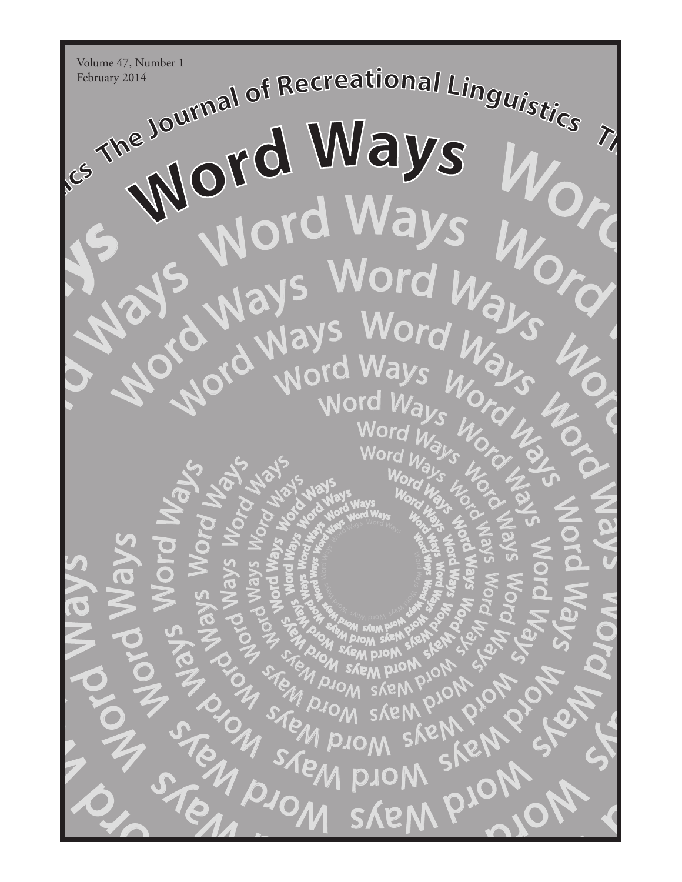Volume 47, Number 1
February 2014

The Journal of Recreational Linguistics

# Word Ways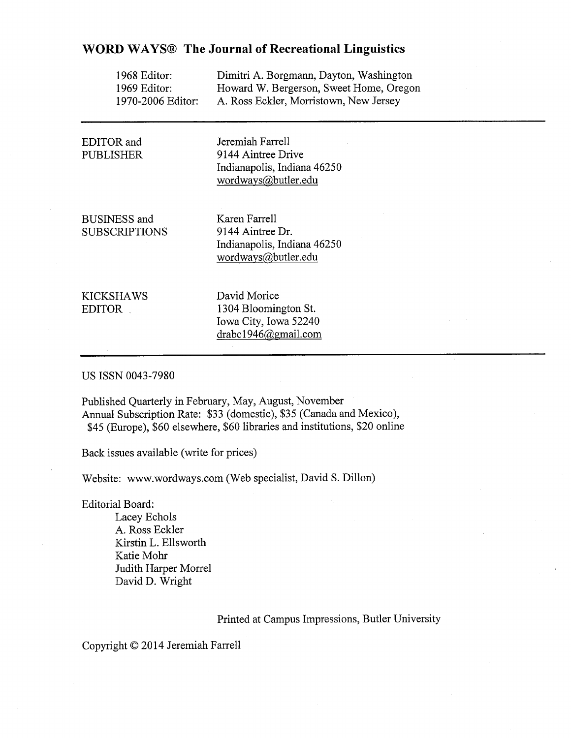# WORD WAYS® The Journal of Recreational Linguistics

| | |
|---|---|
| 1968 Editor: | Dimitri A. Borgmann, Dayton, Washington |
| 1969 Editor: | Howard W. Bergerson, Sweet Home, Oregon |
| 1970-2006 Editor: | A. Ross Eckler, Morristown, New Jersey |

---

EDITOR and PUBLISHER
Jeremiah Farrell
9144 Aintree Drive
Indianapolis, Indiana 46250
wordways@butler.edu

BUSINESS and SUBSCRIPTIONS
Karen Farrell
9144 Aintree Dr.
Indianapolis, Indiana 46250
wordways@butler.edu

KICKSHAWS EDITOR
David Morice
1304 Bloomington St.
Iowa City, Iowa 52240
drabc1946@gmail.com

---

US ISSN 0043-7980

Published Quarterly in February, May, August, November
Annual Subscription Rate: $33 (domestic), $35 (Canada and Mexico), $45 (Europe), $60 elsewhere, $60 libraries and institutions, $20 online

Back issues available (write for prices)

Website: www.wordways.com (Web specialist, David S. Dillon)

Editorial Board:
Lacey Echols
A. Ross Eckler
Kirstin L. Ellsworth
Katie Mohr
Judith Harper Morrel
David D. Wright

Printed at Campus Impressions, Butler University

Copyright © 2014 Jeremiah Farrell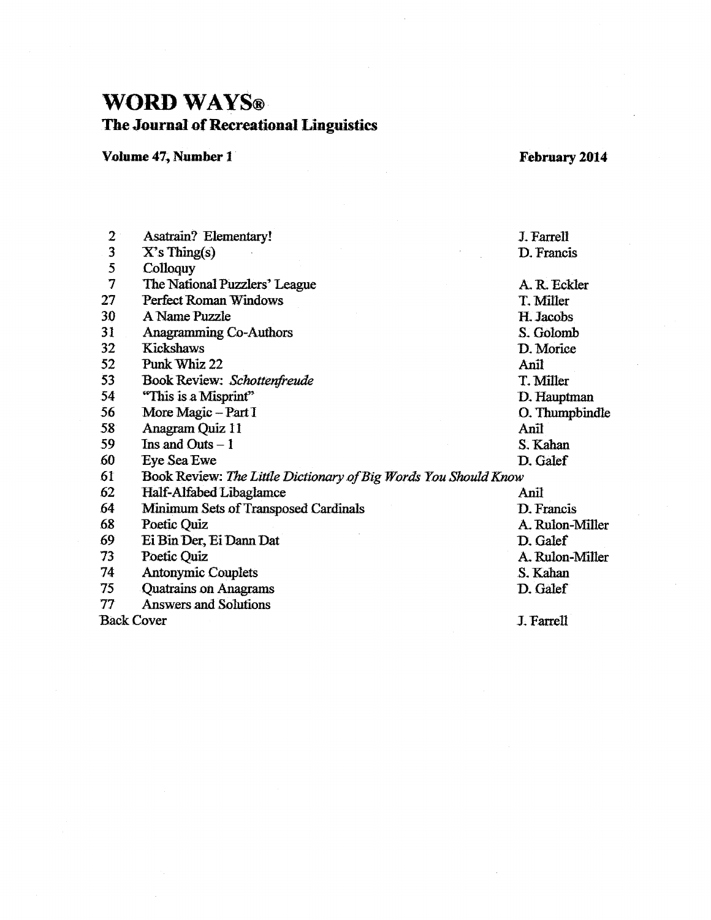# WORD WAYS®

## The Journal of Recreational Linguistics

**Volume 47, Number 1** **February 2014**

| | | |
|---|---|---|
| 2 | Asatrain? Elementary! | J. Farrell |
| 3 | X's Thing(s) | D. Francis |
| 5 | Colloquy | |
| 7 | The National Puzzlers' League | A. R. Eckler |
| 27 | Perfect Roman Windows | T. Miller |
| 30 | A Name Puzzle | H. Jacobs |
| 31 | Anagramming Co-Authors | S. Golomb |
| 32 | Kickshaws | D. Morice |
| 52 | Punk Whiz 22 | Anil |
| 53 | Book Review: *Schottenfreude* | T. Miller |
| 54 | "This is a Misprint" | D. Hauptman |
| 56 | More Magic – Part I | O. Thumpbindle |
| 58 | Anagram Quiz 11 | Anil |
| 59 | Ins and Outs – 1 | S. Kahan |
| 60 | Eye Sea Ewe | D. Galef |
| 61 | Book Review: *The Little Dictionary of Big Words You Should Know* | |
| 62 | Half-Alfabed Libaglamce | Anil |
| 64 | Minimum Sets of Transposed Cardinals | D. Francis |
| 68 | Poetic Quiz | A. Rulon-Miller |
| 69 | Ei Bin Der, Ei Dann Dat | D. Galef |
| 73 | Poetic Quiz | A. Rulon-Miller |
| 74 | Antonymic Couplets | S. Kahan |
| 75 | Quatrains on Anagrams | D. Galef |
| 77 | Answers and Solutions | |
| Back Cover | | J. Farrell |